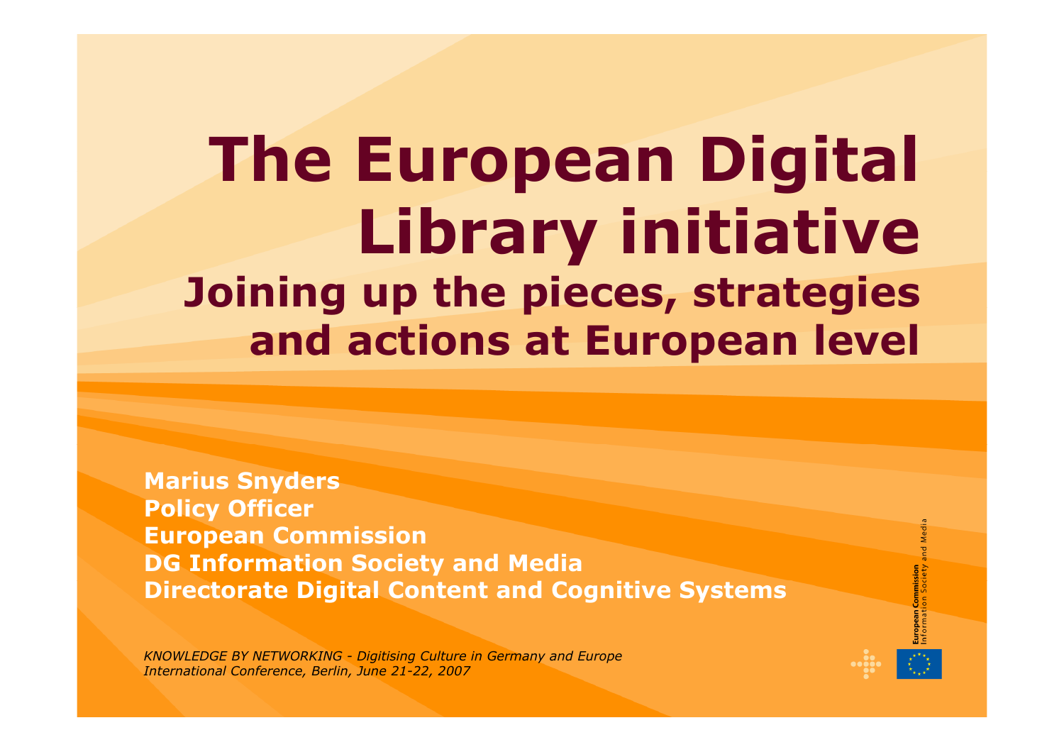# The European Digital Library initiative

## Joining up the pieces, strategies and actions at European level

**Marius Snyders**
**Policy Officer**
**European Commission**
**DG Information Society and Media**
**Directorate Digital Content and Cognitive Systems**

*KNOWLEDGE BY NETWORKING - Digitising Culture in Germany and Europe*
*International Conference, Berlin, June 21-22, 2007*

European Commission
Information Society and Media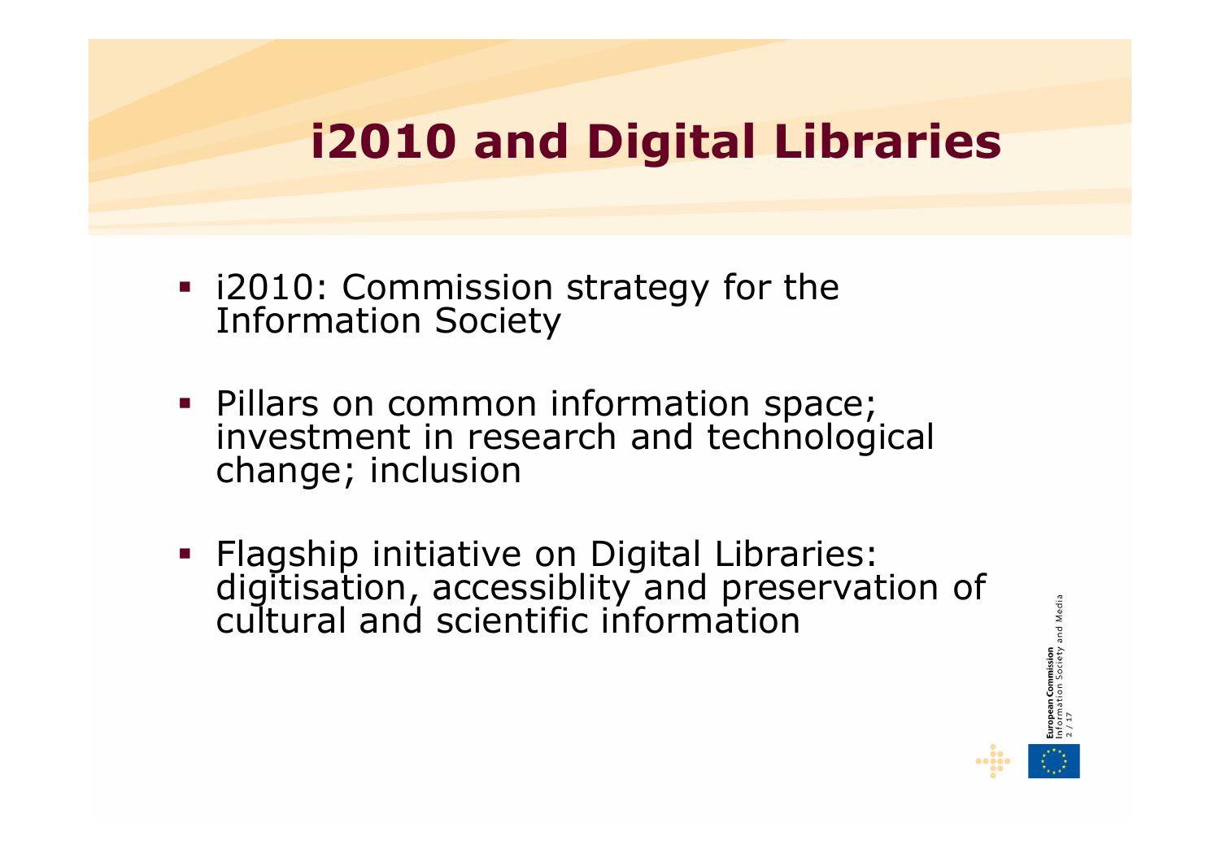# i2010 and Digital Libraries

- i2010: Commission strategy for the Information Society
- Pillars on common information space; investment in research and technological change; inclusion
- Flagship initiative on Digital Libraries: digitisation, accessiblity and preservation of cultural and scientific information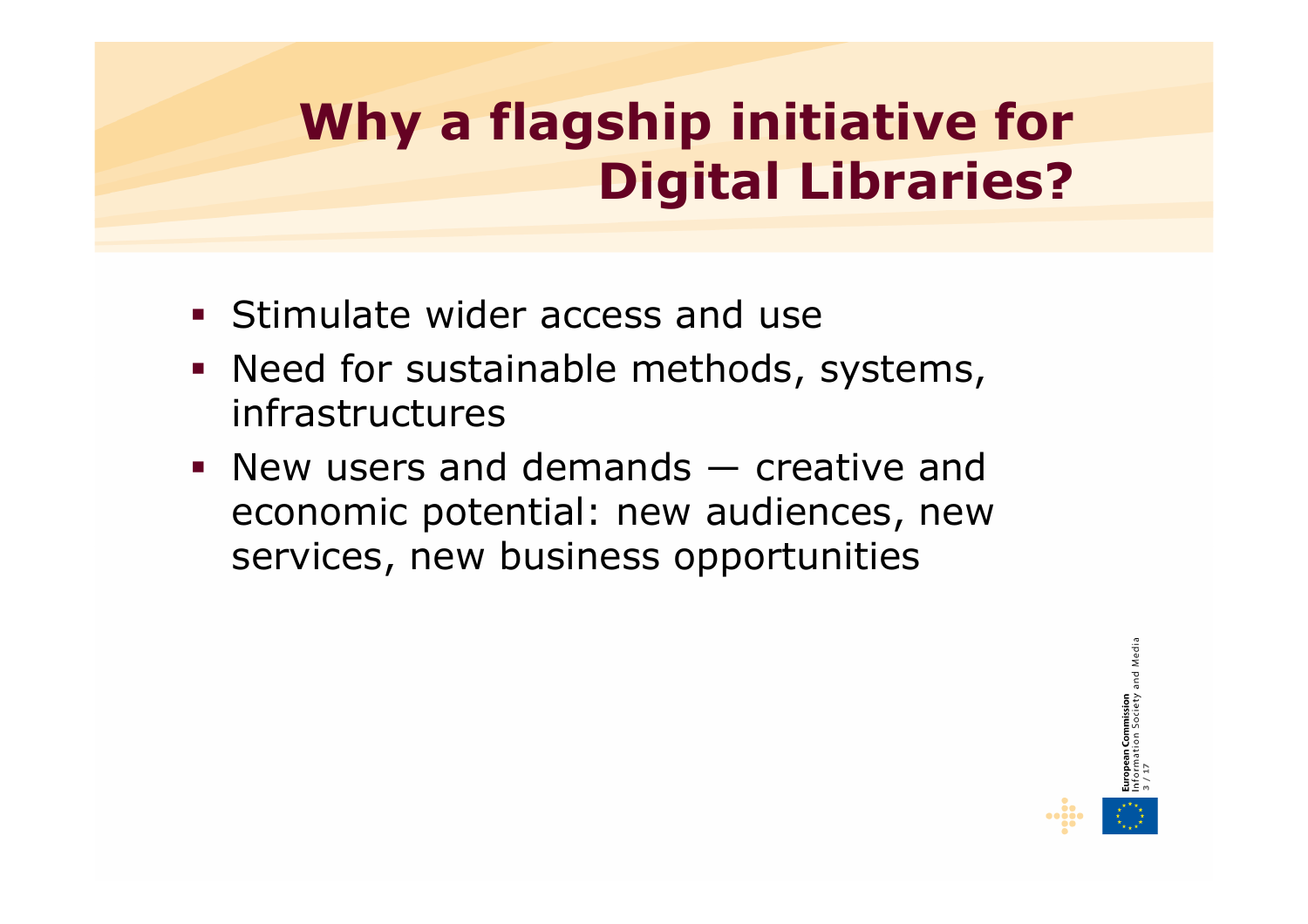# Why a flagship initiative for Digital Libraries?

- Stimulate wider access and use
- Need for sustainable methods, systems, infrastructures
- New users and demands — creative and economic potential: new audiences, new services, new business opportunities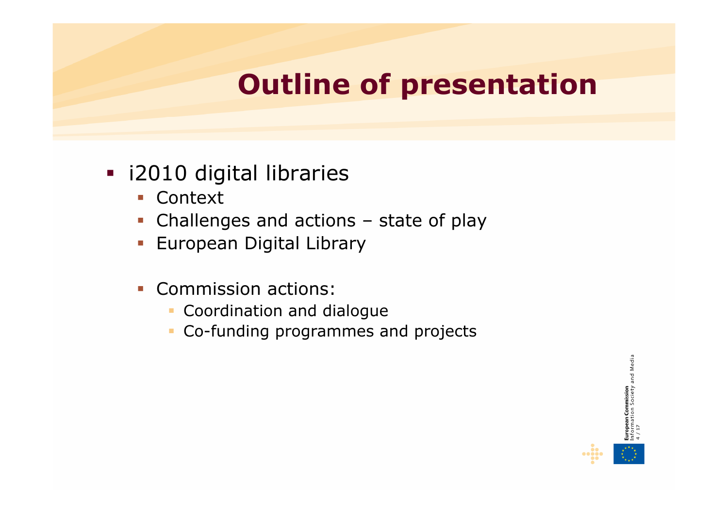# Outline of presentation

- i2010 digital libraries
  - Context
  - Challenges and actions – state of play
  - European Digital Library

  - Commission actions:
    - Coordination and dialogue
    - Co-funding programmes and projects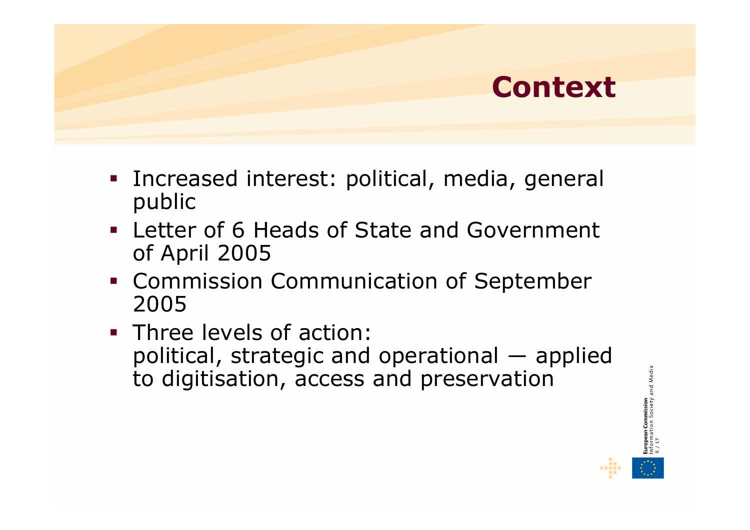# Context

- Increased interest: political, media, general public
- Letter of 6 Heads of State and Government of April 2005
- Commission Communication of September 2005
- Three levels of action:
  political, strategic and operational — applied to digitisation, access and preservation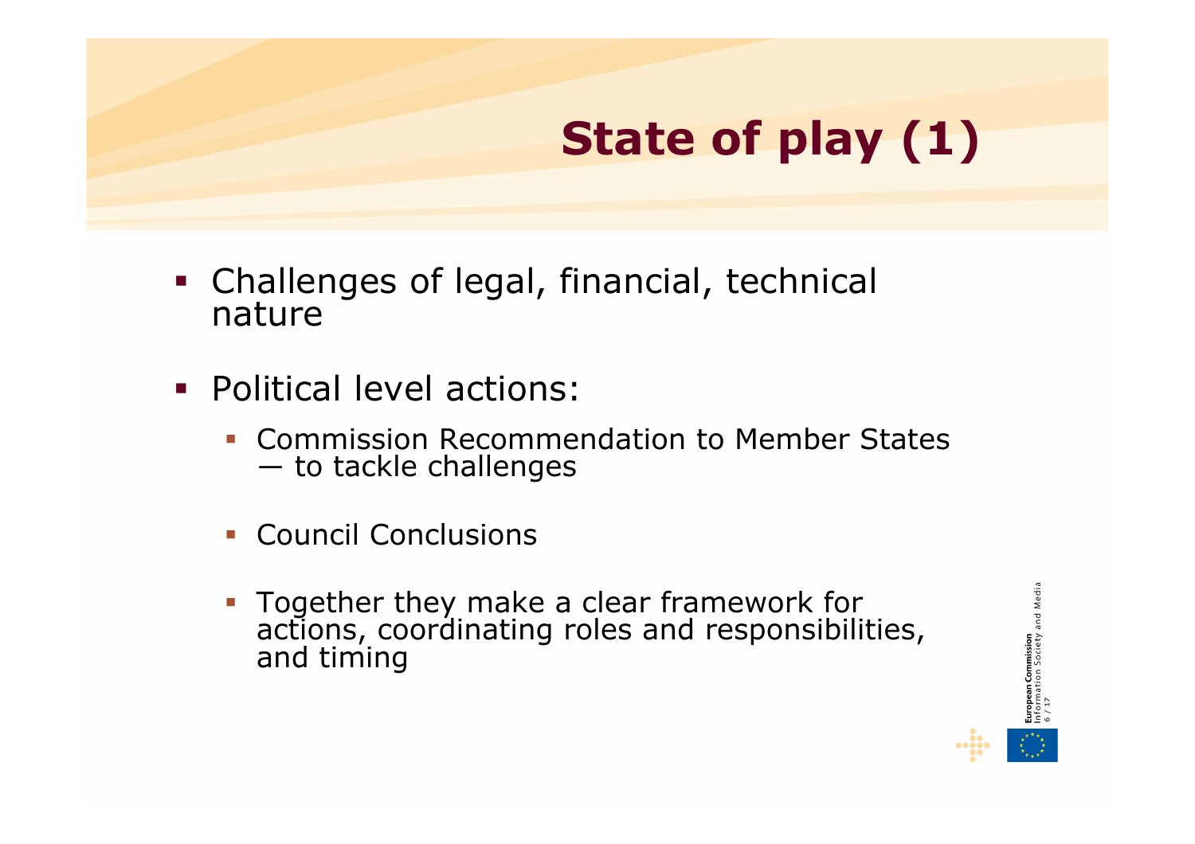# State of play (1)

- Challenges of legal, financial, technical nature
- Political level actions:
  - Commission Recommendation to Member States — to tackle challenges
  - Council Conclusions
  - Together they make a clear framework for actions, coordinating roles and responsibilities, and timing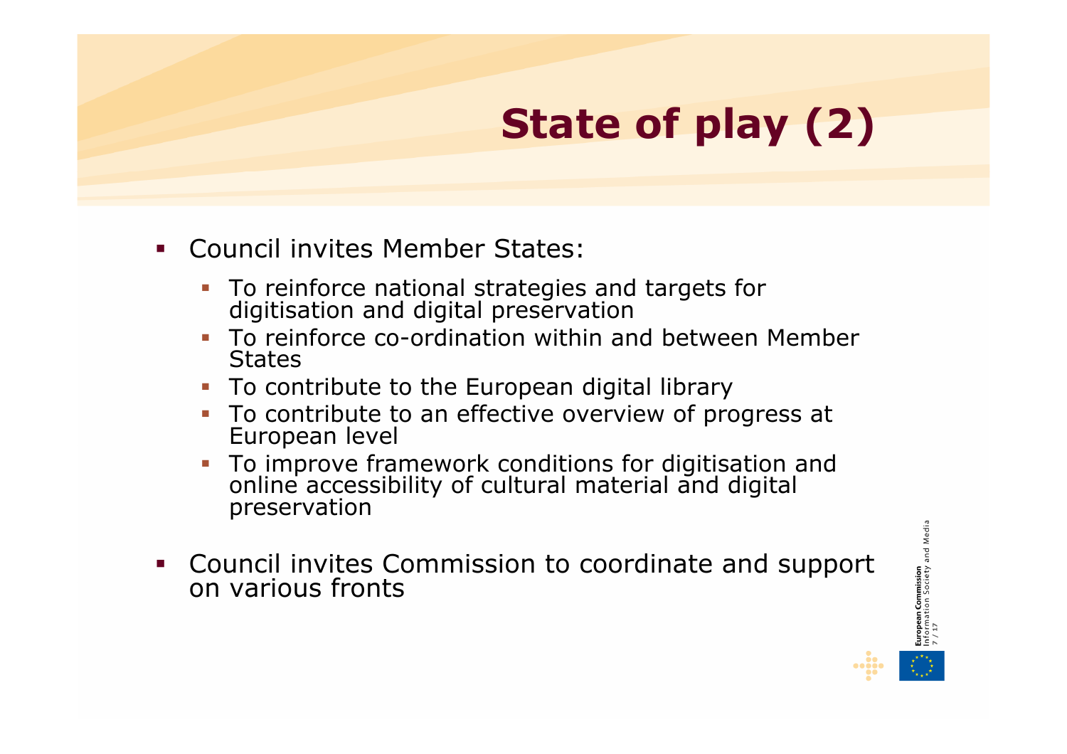# State of play (2)

- Council invites Member States:
  - To reinforce national strategies and targets for digitisation and digital preservation
  - To reinforce co-ordination within and between Member States
  - To contribute to the European digital library
  - To contribute to an effective overview of progress at European level
  - To improve framework conditions for digitisation and online accessibility of cultural material and digital preservation
- Council invites Commission to coordinate and support on various fronts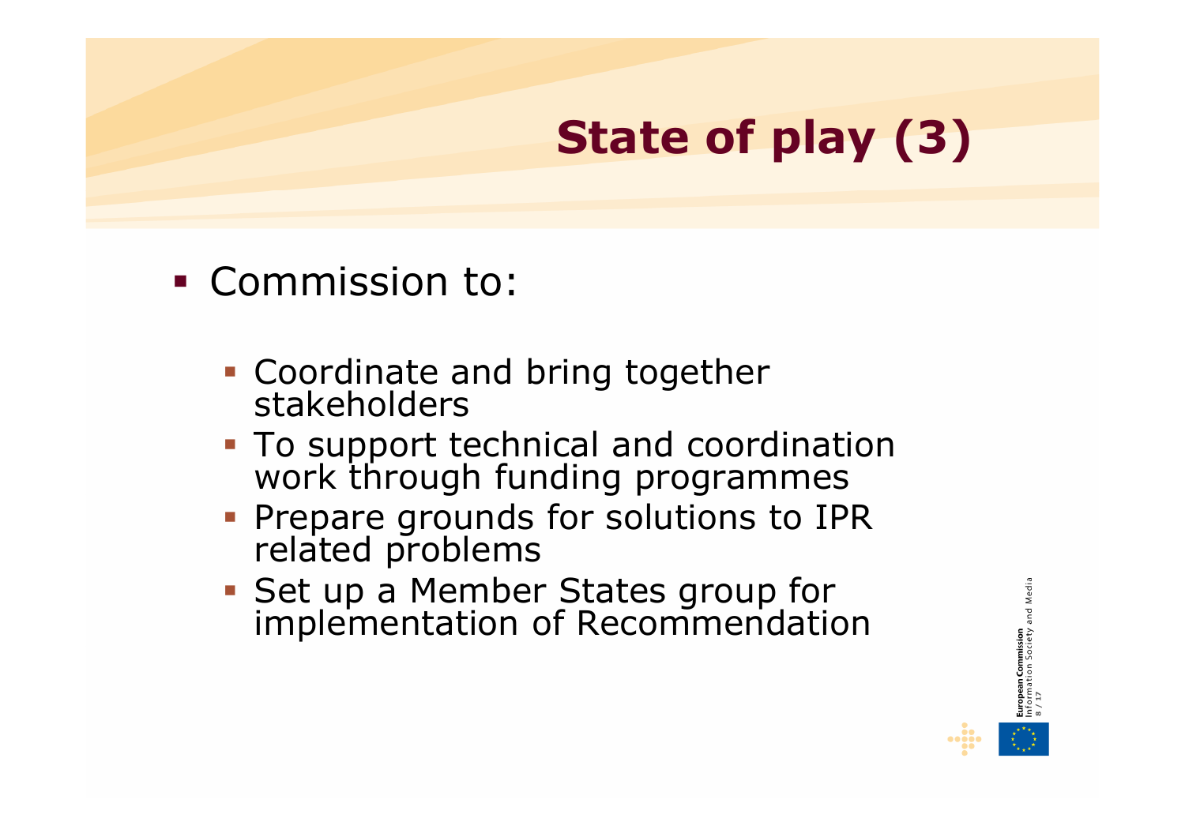# State of play (3)

- Commission to:
  - Coordinate and bring together stakeholders
  - To support technical and coordination work through funding programmes
  - Prepare grounds for solutions to IPR related problems
  - Set up a Member States group for implementation of Recommendation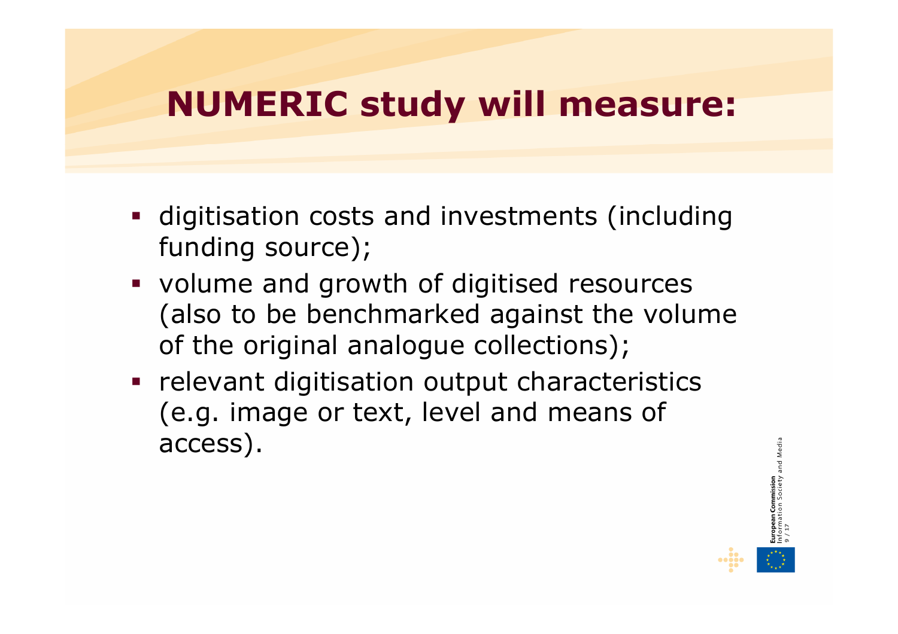# NUMERIC study will measure:

- digitisation costs and investments (including funding source);
- volume and growth of digitised resources (also to be benchmarked against the volume of the original analogue collections);
- relevant digitisation output characteristics (e.g. image or text, level and means of access).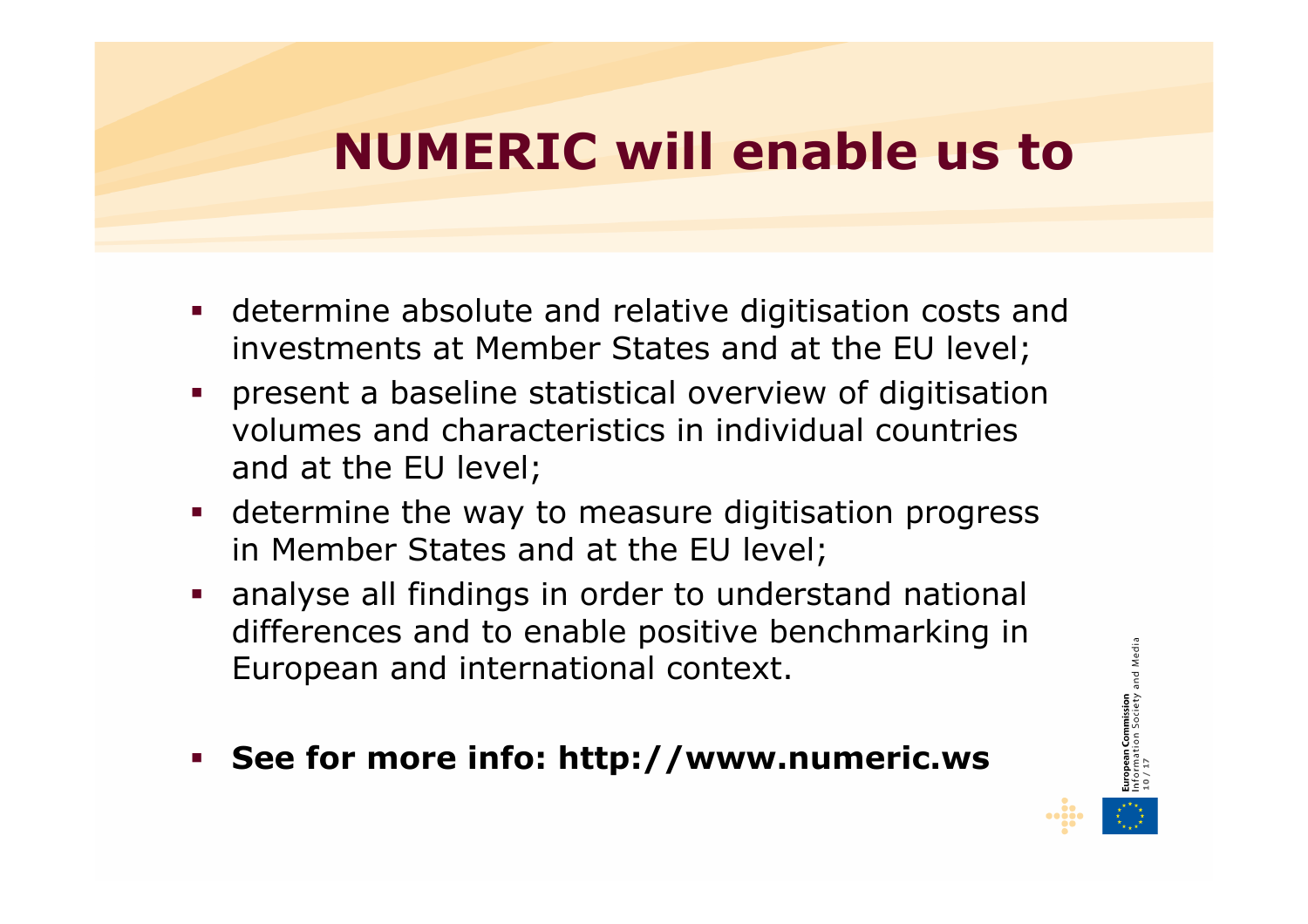# NUMERIC will enable us to

- determine absolute and relative digitisation costs and investments at Member States and at the EU level;
- present a baseline statistical overview of digitisation volumes and characteristics in individual countries and at the EU level;
- determine the way to measure digitisation progress in Member States and at the EU level;
- analyse all findings in order to understand national differences and to enable positive benchmarking in European and international context.

- **See for more info: http://www.numeric.ws**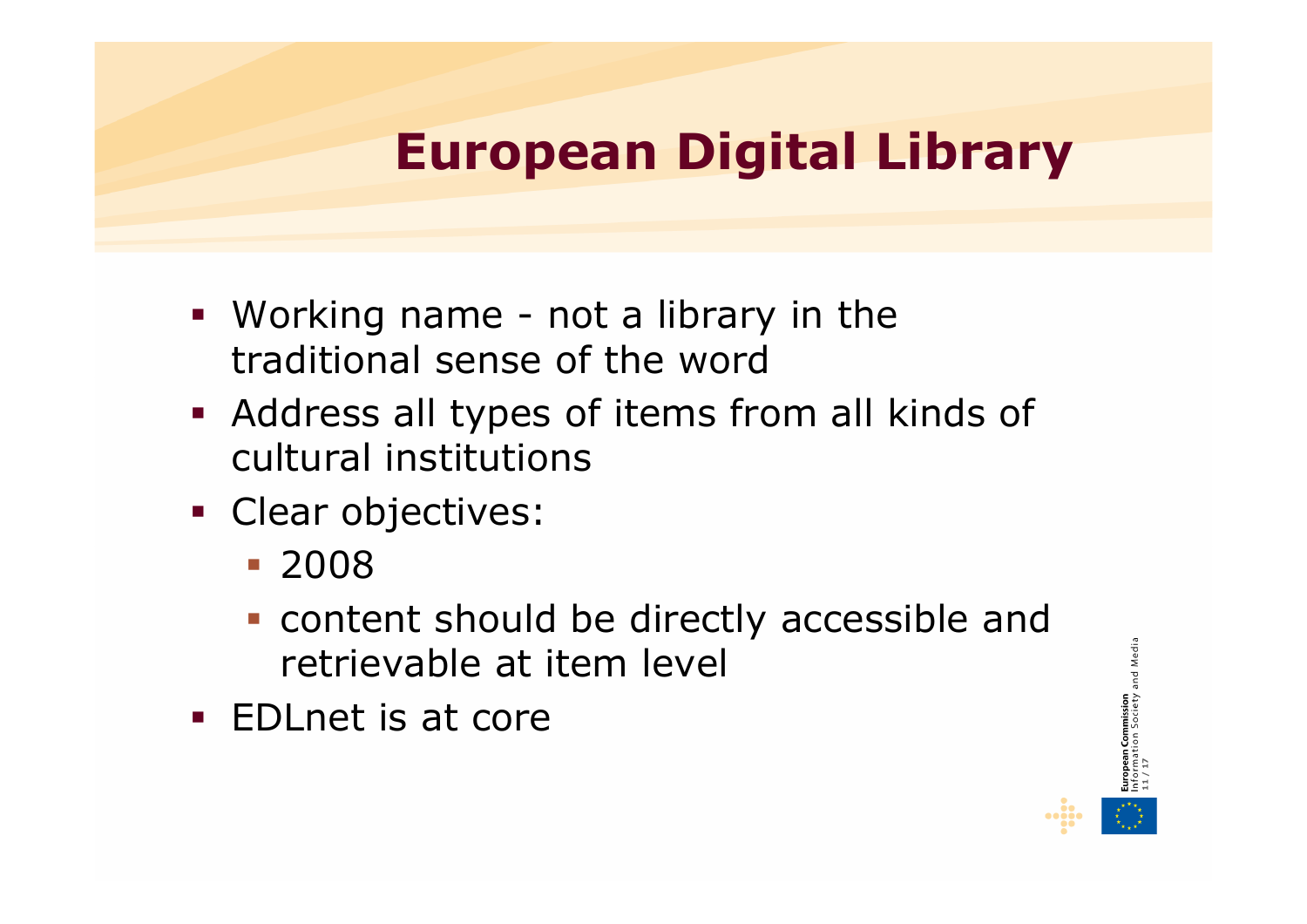# European Digital Library

- Working name - not a library in the traditional sense of the word
- Address all types of items from all kinds of cultural institutions
- Clear objectives:
  - 2008
  - content should be directly accessible and retrievable at item level
- EDLnet is at core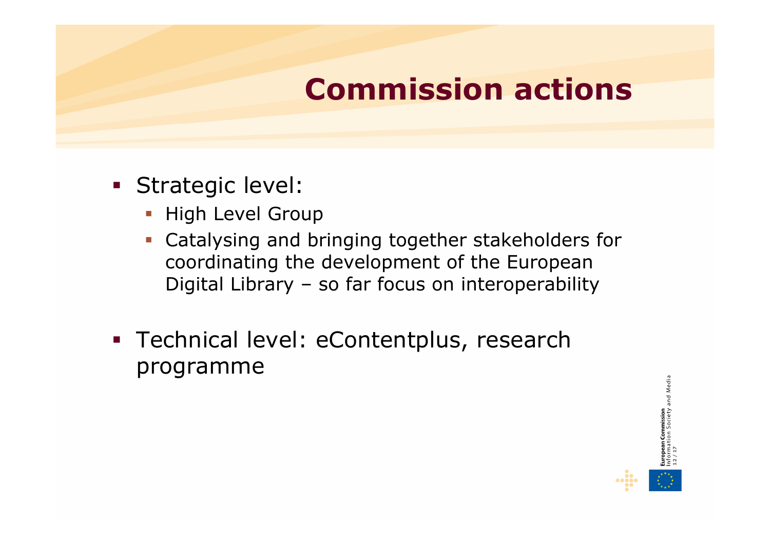# Commission actions

- Strategic level:
  - High Level Group
  - Catalysing and bringing together stakeholders for coordinating the development of the European Digital Library – so far focus on interoperability

- Technical level: eContentplus, research programme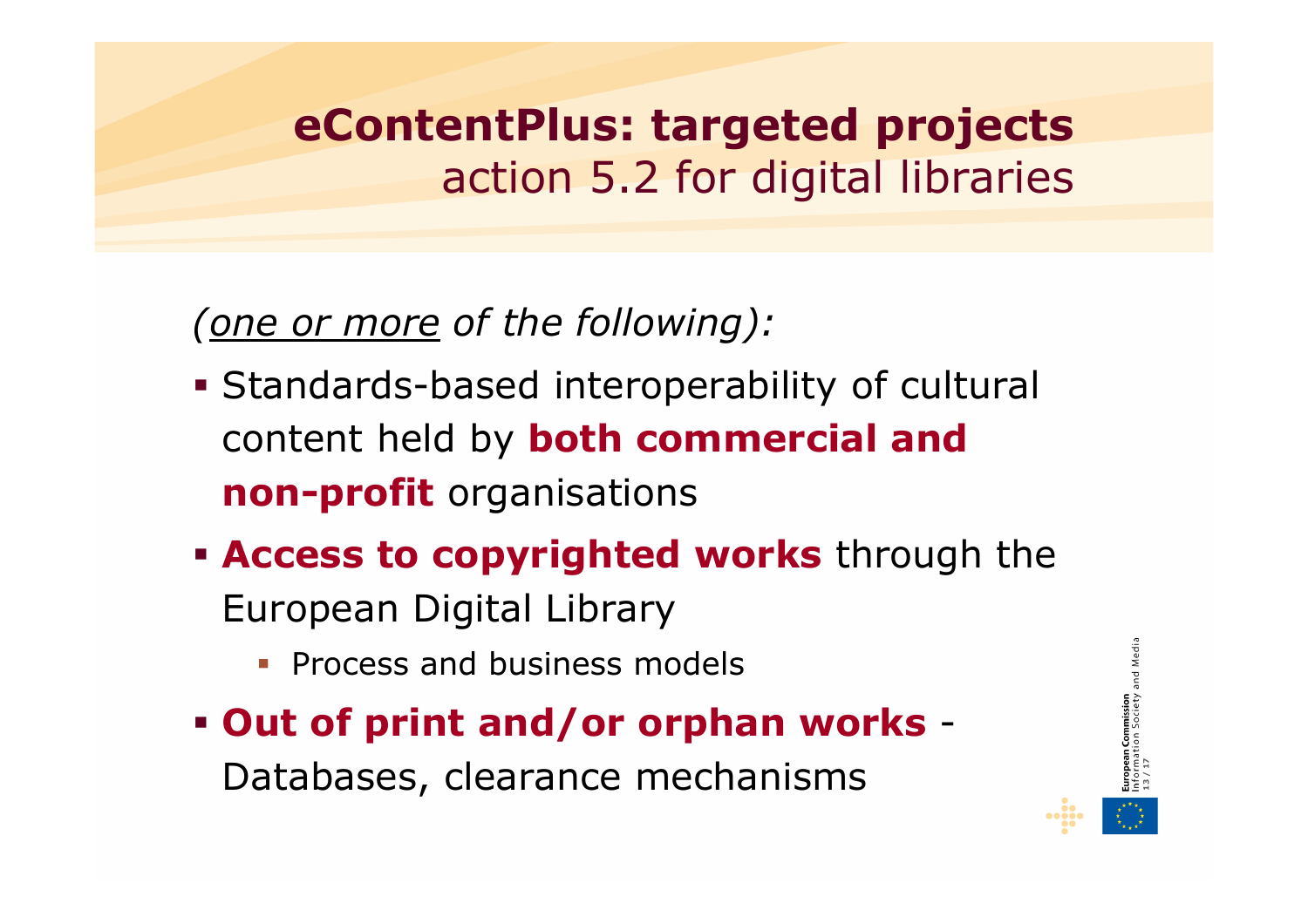# eContentPlus: targeted projects
## action 5.2 for digital libraries

*(one or more of the following):*

- Standards-based interoperability of cultural content held by **both commercial and non-profit** organisations
- **Access to copyrighted works** through the European Digital Library
  - Process and business models
- **Out of print and/or orphan works** - Databases, clearance mechanisms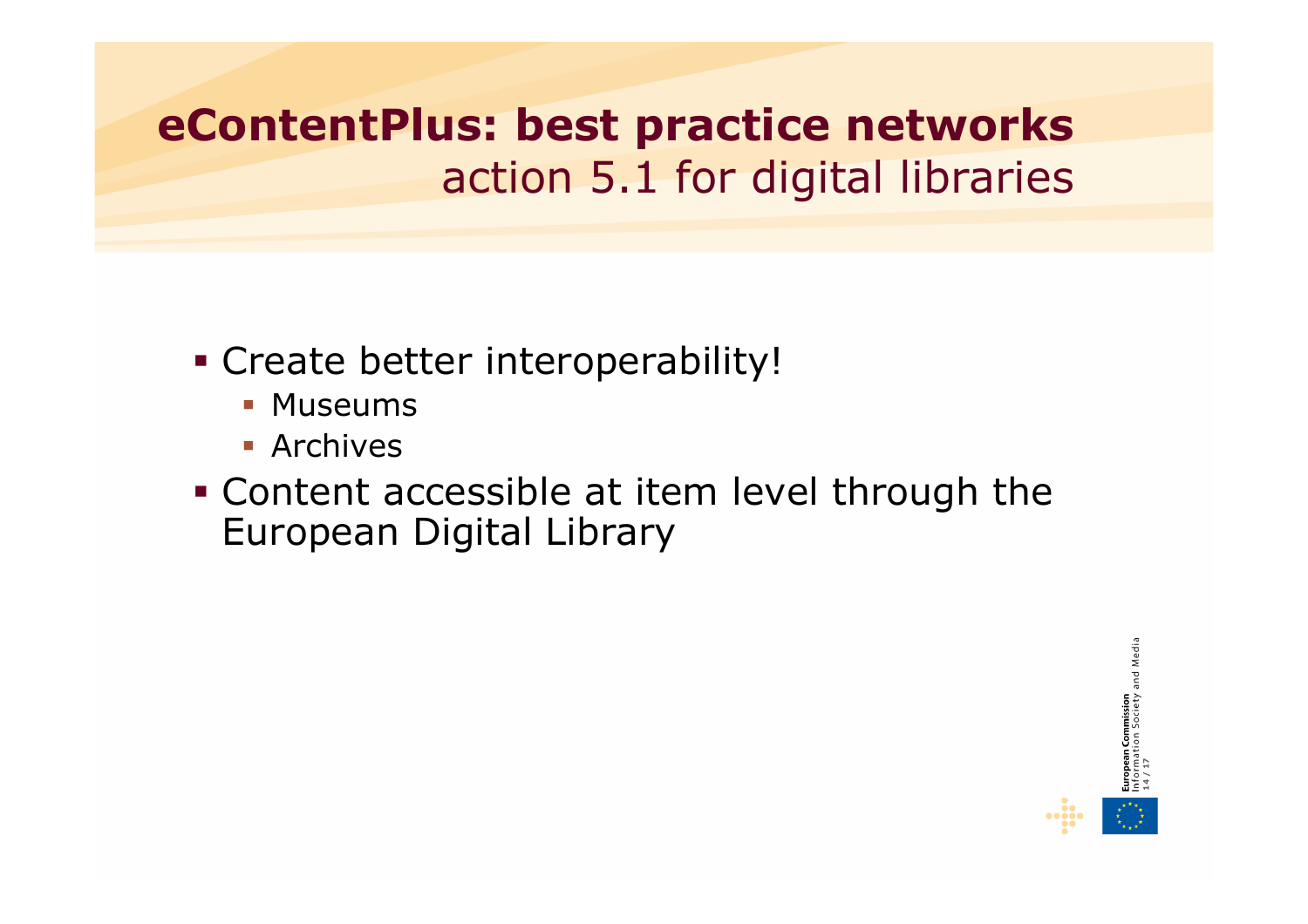# eContentPlus: best practice networks
## action 5.1 for digital libraries

- Create better interoperability!
  - Museums
  - Archives
- Content accessible at item level through the European Digital Library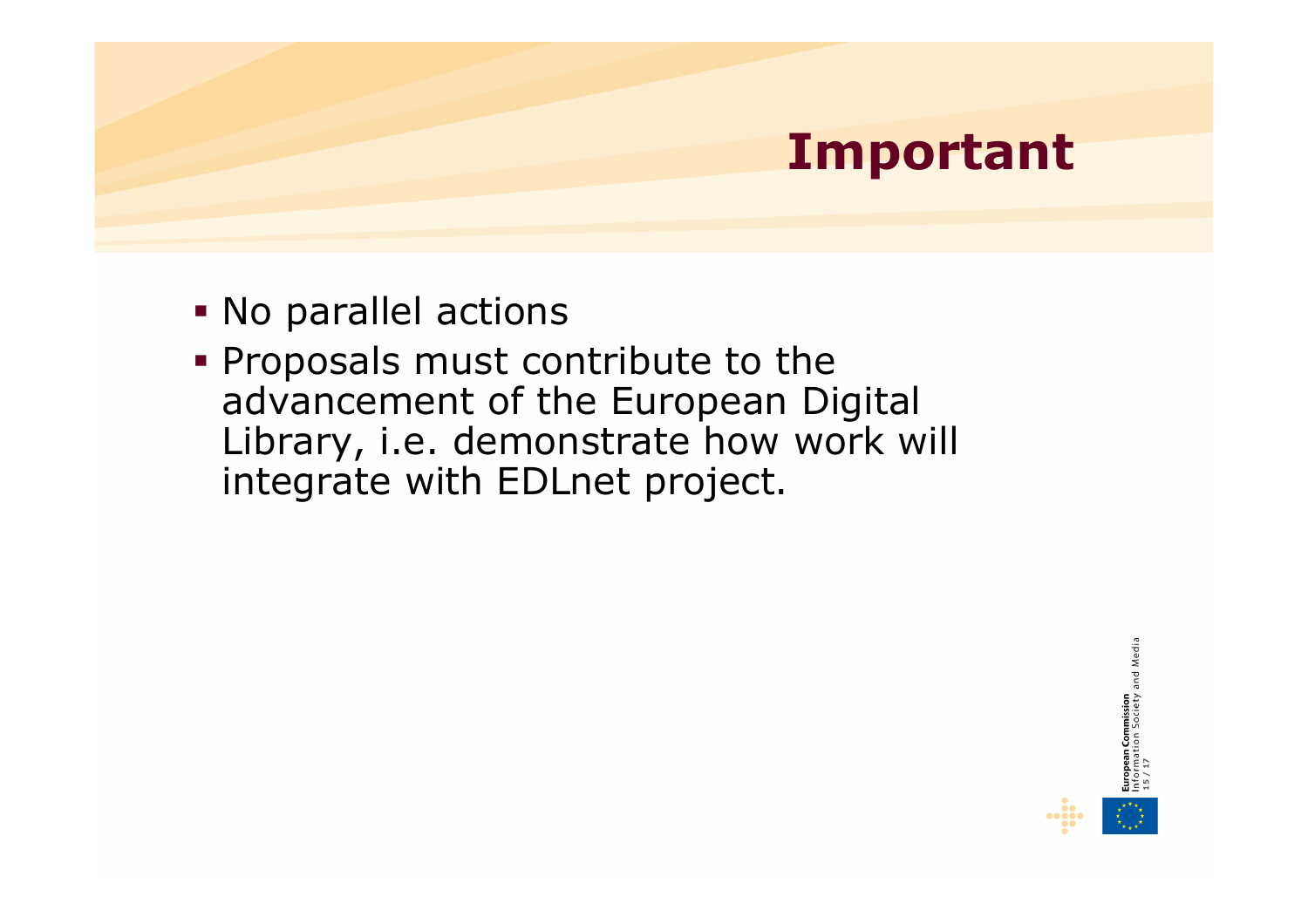# Important

- No parallel actions
- Proposals must contribute to the advancement of the European Digital Library, i.e. demonstrate how work will integrate with EDLnet project.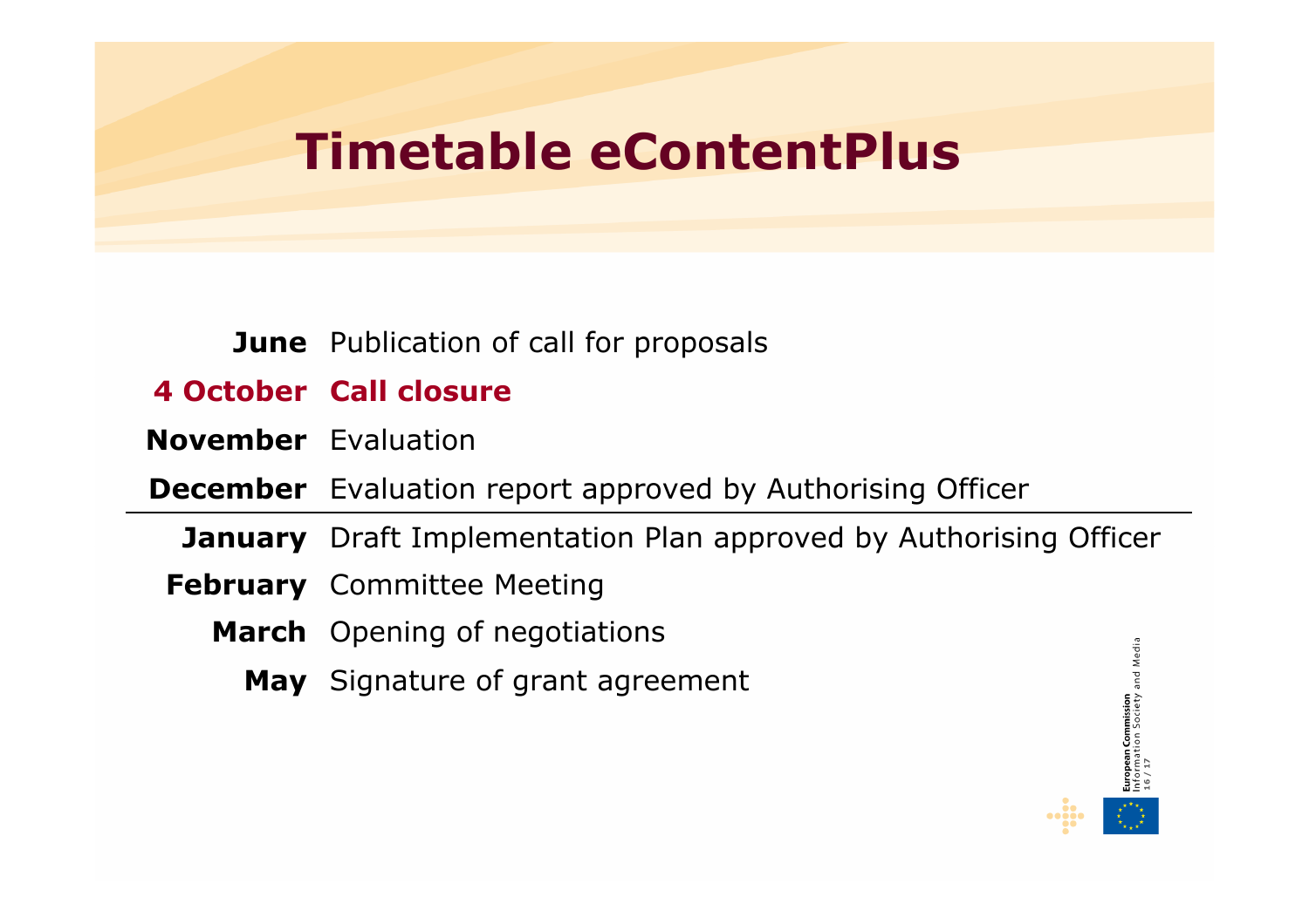# Timetable eContentPlus

| | |
|---|---|
| **June** | Publication of call for proposals |
| **4 October** | **Call closure** |
| **November** | Evaluation |
| **December** | Evaluation report approved by Authorising Officer |
| **January** | Draft Implementation Plan approved by Authorising Officer |
| **February** | Committee Meeting |
| **March** | Opening of negotiations |
| **May** | Signature of grant agreement |

**European Commission**
Information Society and Media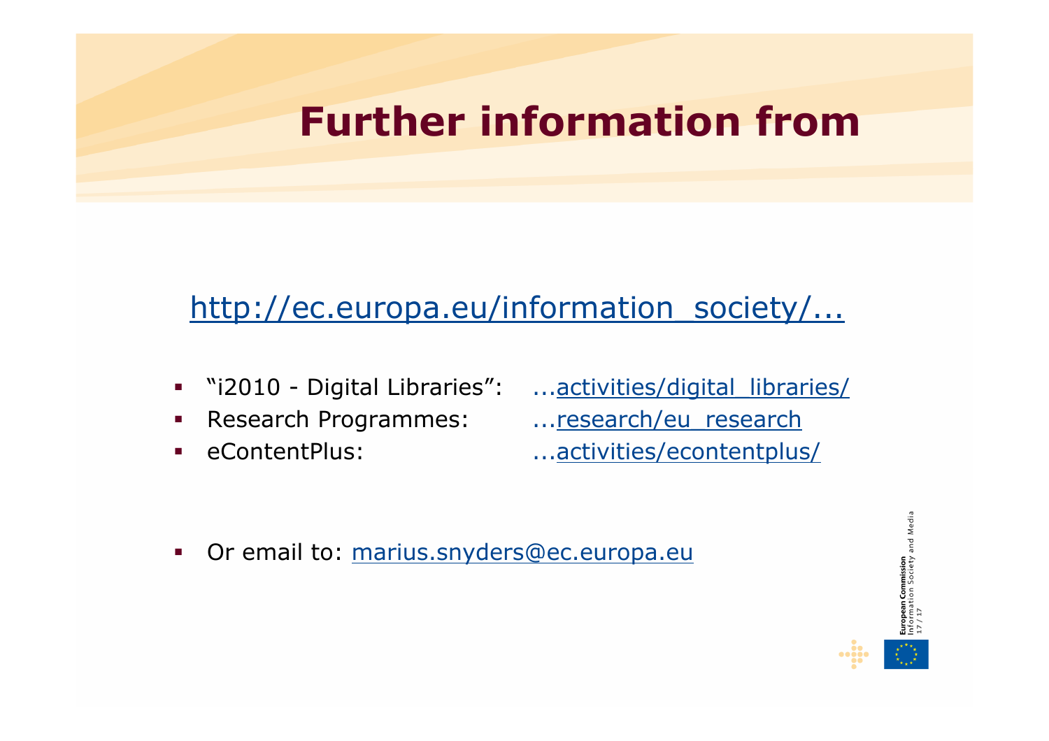# Further information from

http://ec.europa.eu/information_society/...

- "i2010 - Digital Libraries": ...activities/digital_libraries/
- Research Programmes: ...research/eu_research
- eContentPlus: ...activities/econtentplus/

- Or email to: marius.snyders@ec.europa.eu